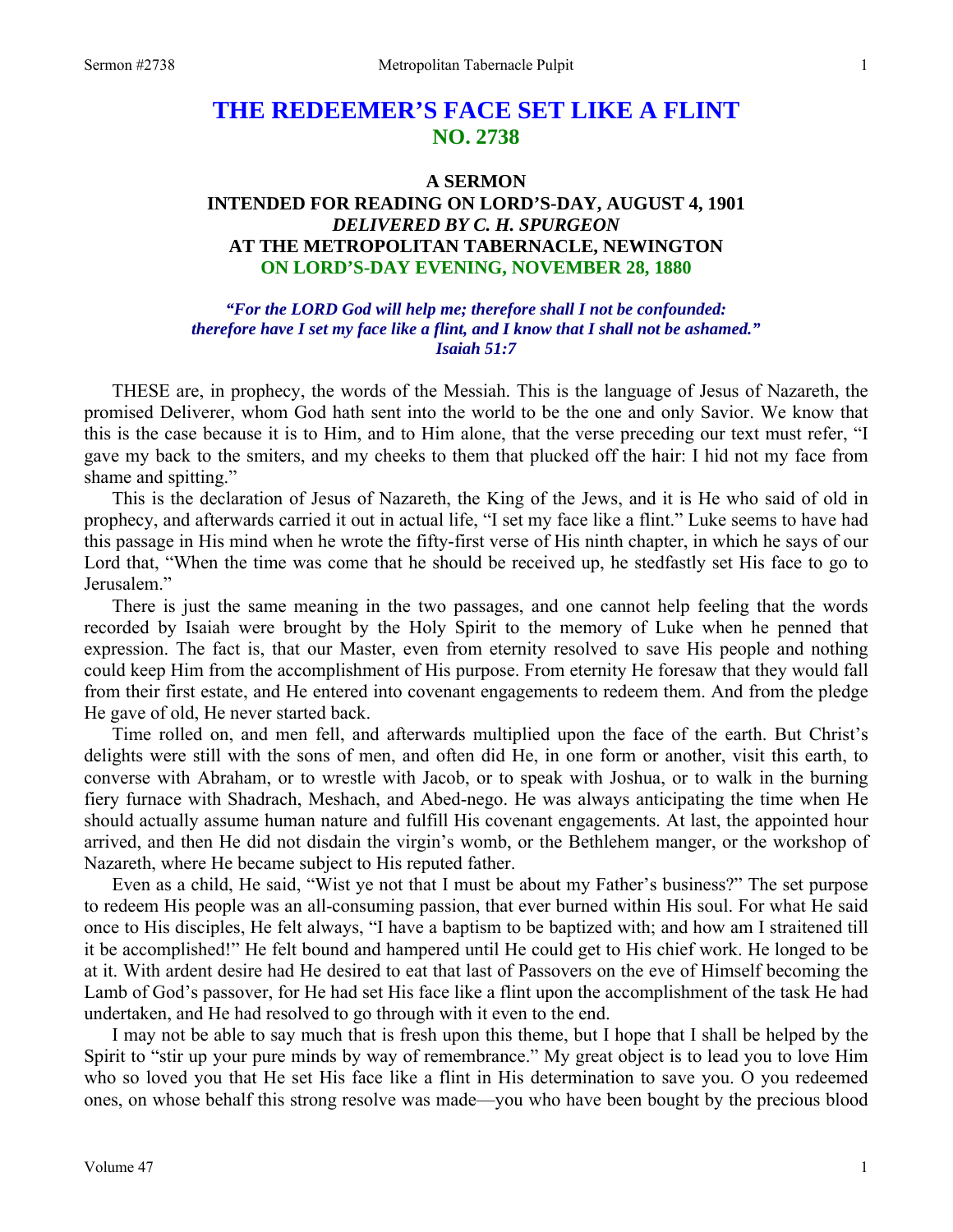# THE REDEEMER'S FACE SET LIKE A FLINT
## NO. 2738

### A SERMON
### INTENDED FOR READING ON LORD'S-DAY, AUGUST 4, 1901
### *DELIVERED BY C. H. SPURGEON*
### AT THE METROPOLITAN TABERNACLE, NEWINGTON
### ON LORD'S-DAY EVENING, NOVEMBER 28, 1880

***"For the LORD God will help me; therefore shall I not be confounded: therefore have I set my face like a flint, and I know that I shall not be ashamed." Isaiah 51:7***

THESE are, in prophecy, the words of the Messiah. This is the language of Jesus of Nazareth, the promised Deliverer, whom God hath sent into the world to be the one and only Savior. We know that this is the case because it is to Him, and to Him alone, that the verse preceding our text must refer, "I gave my back to the smiters, and my cheeks to them that plucked off the hair: I hid not my face from shame and spitting."

This is the declaration of Jesus of Nazareth, the King of the Jews, and it is He who said of old in prophecy, and afterwards carried it out in actual life, "I set my face like a flint." Luke seems to have had this passage in His mind when he wrote the fifty-first verse of His ninth chapter, in which he says of our Lord that, "When the time was come that he should be received up, he stedfastly set His face to go to Jerusalem."

There is just the same meaning in the two passages, and one cannot help feeling that the words recorded by Isaiah were brought by the Holy Spirit to the memory of Luke when he penned that expression. The fact is, that our Master, even from eternity resolved to save His people and nothing could keep Him from the accomplishment of His purpose. From eternity He foresaw that they would fall from their first estate, and He entered into covenant engagements to redeem them. And from the pledge He gave of old, He never started back.

Time rolled on, and men fell, and afterwards multiplied upon the face of the earth. But Christ's delights were still with the sons of men, and often did He, in one form or another, visit this earth, to converse with Abraham, or to wrestle with Jacob, or to speak with Joshua, or to walk in the burning fiery furnace with Shadrach, Meshach, and Abed-nego. He was always anticipating the time when He should actually assume human nature and fulfill His covenant engagements. At last, the appointed hour arrived, and then He did not disdain the virgin's womb, or the Bethlehem manger, or the workshop of Nazareth, where He became subject to His reputed father.

Even as a child, He said, "Wist ye not that I must be about my Father's business?" The set purpose to redeem His people was an all-consuming passion, that ever burned within His soul. For what He said once to His disciples, He felt always, "I have a baptism to be baptized with; and how am I straitened till it be accomplished!" He felt bound and hampered until He could get to His chief work. He longed to be at it. With ardent desire had He desired to eat that last of Passovers on the eve of Himself becoming the Lamb of God's passover, for He had set His face like a flint upon the accomplishment of the task He had undertaken, and He had resolved to go through with it even to the end.

I may not be able to say much that is fresh upon this theme, but I hope that I shall be helped by the Spirit to "stir up your pure minds by way of remembrance." My great object is to lead you to love Him who so loved you that He set His face like a flint in His determination to save you. O you redeemed ones, on whose behalf this strong resolve was made—you who have been bought by the precious blood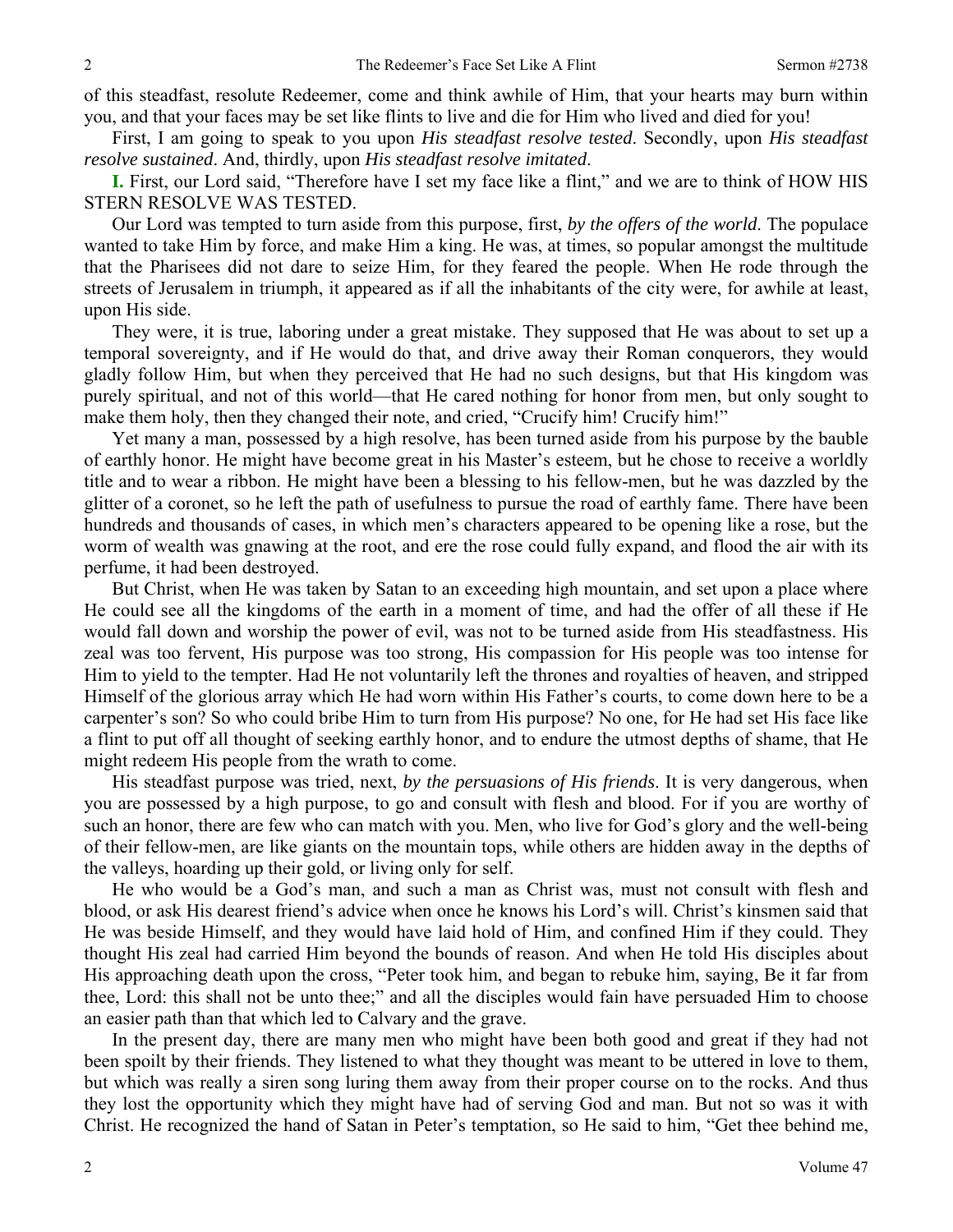of this steadfast, resolute Redeemer, come and think awhile of Him, that your hearts may burn within you, and that your faces may be set like flints to live and die for Him who lived and died for you!

First, I am going to speak to you upon *His steadfast resolve tested*. Secondly, upon *His steadfast resolve sustained*. And, thirdly, upon *His steadfast resolve imitated*.

**I.** First, our Lord said, "Therefore have I set my face like a flint," and we are to think of HOW HIS STERN RESOLVE WAS TESTED.

Our Lord was tempted to turn aside from this purpose, first, *by the offers of the world*. The populace wanted to take Him by force, and make Him a king. He was, at times, so popular amongst the multitude that the Pharisees did not dare to seize Him, for they feared the people. When He rode through the streets of Jerusalem in triumph, it appeared as if all the inhabitants of the city were, for awhile at least, upon His side.

They were, it is true, laboring under a great mistake. They supposed that He was about to set up a temporal sovereignty, and if He would do that, and drive away their Roman conquerors, they would gladly follow Him, but when they perceived that He had no such designs, but that His kingdom was purely spiritual, and not of this world—that He cared nothing for honor from men, but only sought to make them holy, then they changed their note, and cried, "Crucify him! Crucify him!"

Yet many a man, possessed by a high resolve, has been turned aside from his purpose by the bauble of earthly honor. He might have become great in his Master's esteem, but he chose to receive a worldly title and to wear a ribbon. He might have been a blessing to his fellow-men, but he was dazzled by the glitter of a coronet, so he left the path of usefulness to pursue the road of earthly fame. There have been hundreds and thousands of cases, in which men's characters appeared to be opening like a rose, but the worm of wealth was gnawing at the root, and ere the rose could fully expand, and flood the air with its perfume, it had been destroyed.

But Christ, when He was taken by Satan to an exceeding high mountain, and set upon a place where He could see all the kingdoms of the earth in a moment of time, and had the offer of all these if He would fall down and worship the power of evil, was not to be turned aside from His steadfastness. His zeal was too fervent, His purpose was too strong, His compassion for His people was too intense for Him to yield to the tempter. Had He not voluntarily left the thrones and royalties of heaven, and stripped Himself of the glorious array which He had worn within His Father's courts, to come down here to be a carpenter's son? So who could bribe Him to turn from His purpose? No one, for He had set His face like a flint to put off all thought of seeking earthly honor, and to endure the utmost depths of shame, that He might redeem His people from the wrath to come.

His steadfast purpose was tried, next, *by the persuasions of His friends*. It is very dangerous, when you are possessed by a high purpose, to go and consult with flesh and blood. For if you are worthy of such an honor, there are few who can match with you. Men, who live for God's glory and the well-being of their fellow-men, are like giants on the mountain tops, while others are hidden away in the depths of the valleys, hoarding up their gold, or living only for self.

He who would be a God's man, and such a man as Christ was, must not consult with flesh and blood, or ask His dearest friend's advice when once he knows his Lord's will. Christ's kinsmen said that He was beside Himself, and they would have laid hold of Him, and confined Him if they could. They thought His zeal had carried Him beyond the bounds of reason. And when He told His disciples about His approaching death upon the cross, "Peter took him, and began to rebuke him, saying, Be it far from thee, Lord: this shall not be unto thee;" and all the disciples would fain have persuaded Him to choose an easier path than that which led to Calvary and the grave.

In the present day, there are many men who might have been both good and great if they had not been spoilt by their friends. They listened to what they thought was meant to be uttered in love to them, but which was really a siren song luring them away from their proper course on to the rocks. And thus they lost the opportunity which they might have had of serving God and man. But not so was it with Christ. He recognized the hand of Satan in Peter's temptation, so He said to him, "Get thee behind me,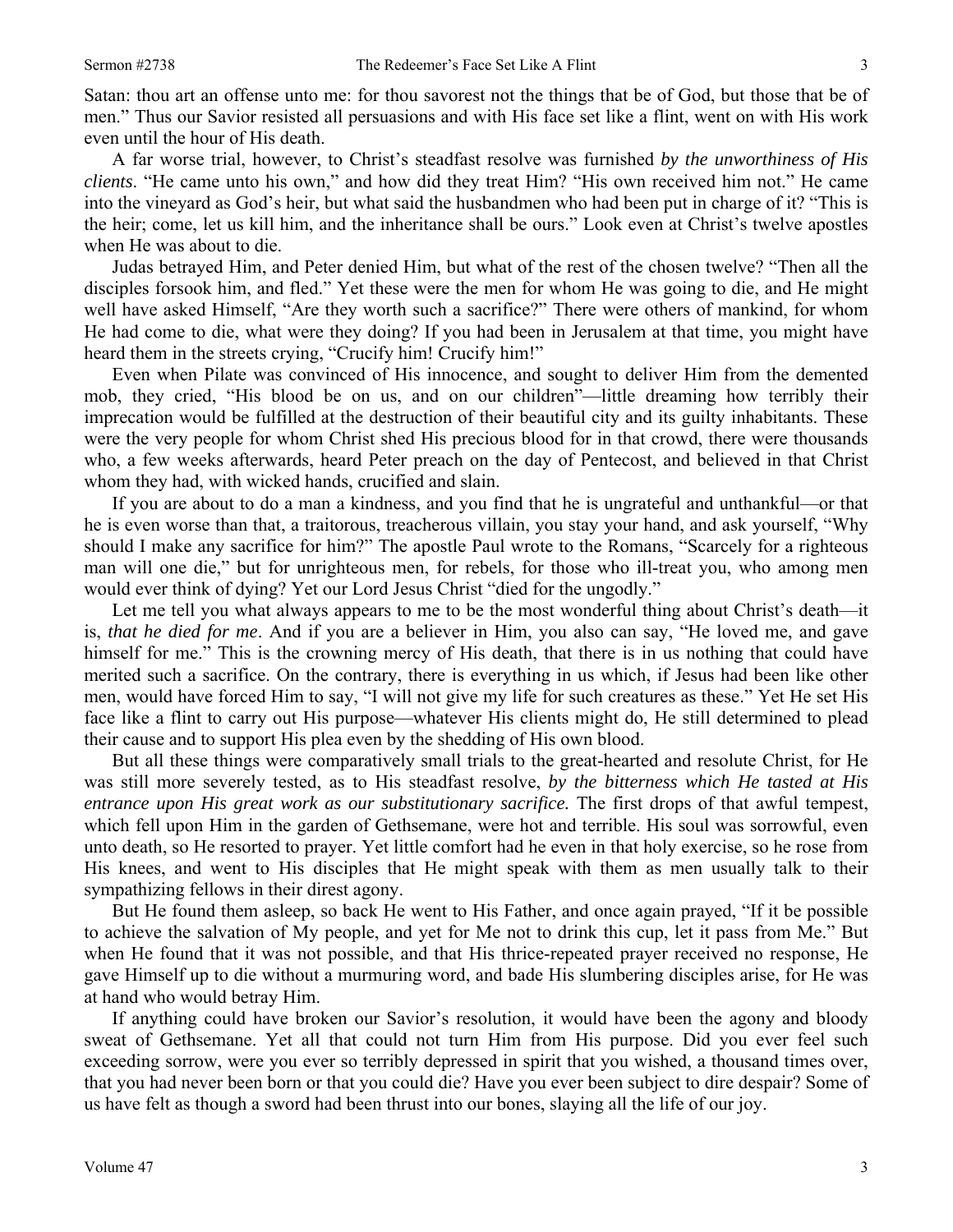Satan: thou art an offense unto me: for thou savorest not the things that be of God, but those that be of men." Thus our Savior resisted all persuasions and with His face set like a flint, went on with His work even until the hour of His death.

A far worse trial, however, to Christ's steadfast resolve was furnished *by the unworthiness of His clients*. "He came unto his own," and how did they treat Him? "His own received him not." He came into the vineyard as God's heir, but what said the husbandmen who had been put in charge of it? "This is the heir; come, let us kill him, and the inheritance shall be ours." Look even at Christ's twelve apostles when He was about to die.

Judas betrayed Him, and Peter denied Him, but what of the rest of the chosen twelve? "Then all the disciples forsook him, and fled." Yet these were the men for whom He was going to die, and He might well have asked Himself, "Are they worth such a sacrifice?" There were others of mankind, for whom He had come to die, what were they doing? If you had been in Jerusalem at that time, you might have heard them in the streets crying, "Crucify him! Crucify him!"

Even when Pilate was convinced of His innocence, and sought to deliver Him from the demented mob, they cried, "His blood be on us, and on our children"—little dreaming how terribly their imprecation would be fulfilled at the destruction of their beautiful city and its guilty inhabitants. These were the very people for whom Christ shed His precious blood for in that crowd, there were thousands who, a few weeks afterwards, heard Peter preach on the day of Pentecost, and believed in that Christ whom they had, with wicked hands, crucified and slain.

If you are about to do a man a kindness, and you find that he is ungrateful and unthankful—or that he is even worse than that, a traitorous, treacherous villain, you stay your hand, and ask yourself, "Why should I make any sacrifice for him?" The apostle Paul wrote to the Romans, "Scarcely for a righteous man will one die," but for unrighteous men, for rebels, for those who ill-treat you, who among men would ever think of dying? Yet our Lord Jesus Christ "died for the ungodly."

Let me tell you what always appears to me to be the most wonderful thing about Christ's death—it is, *that he died for me*. And if you are a believer in Him, you also can say, "He loved me, and gave himself for me." This is the crowning mercy of His death, that there is in us nothing that could have merited such a sacrifice. On the contrary, there is everything in us which, if Jesus had been like other men, would have forced Him to say, "I will not give my life for such creatures as these." Yet He set His face like a flint to carry out His purpose—whatever His clients might do, He still determined to plead their cause and to support His plea even by the shedding of His own blood.

But all these things were comparatively small trials to the great-hearted and resolute Christ, for He was still more severely tested, as to His steadfast resolve, *by the bitterness which He tasted at His entrance upon His great work as our substitutionary sacrifice.* The first drops of that awful tempest, which fell upon Him in the garden of Gethsemane, were hot and terrible. His soul was sorrowful, even unto death, so He resorted to prayer. Yet little comfort had he even in that holy exercise, so he rose from His knees, and went to His disciples that He might speak with them as men usually talk to their sympathizing fellows in their direst agony.

But He found them asleep, so back He went to His Father, and once again prayed, "If it be possible to achieve the salvation of My people, and yet for Me not to drink this cup, let it pass from Me." But when He found that it was not possible, and that His thrice-repeated prayer received no response, He gave Himself up to die without a murmuring word, and bade His slumbering disciples arise, for He was at hand who would betray Him.

If anything could have broken our Savior's resolution, it would have been the agony and bloody sweat of Gethsemane. Yet all that could not turn Him from His purpose. Did you ever feel such exceeding sorrow, were you ever so terribly depressed in spirit that you wished, a thousand times over, that you had never been born or that you could die? Have you ever been subject to dire despair? Some of us have felt as though a sword had been thrust into our bones, slaying all the life of our joy.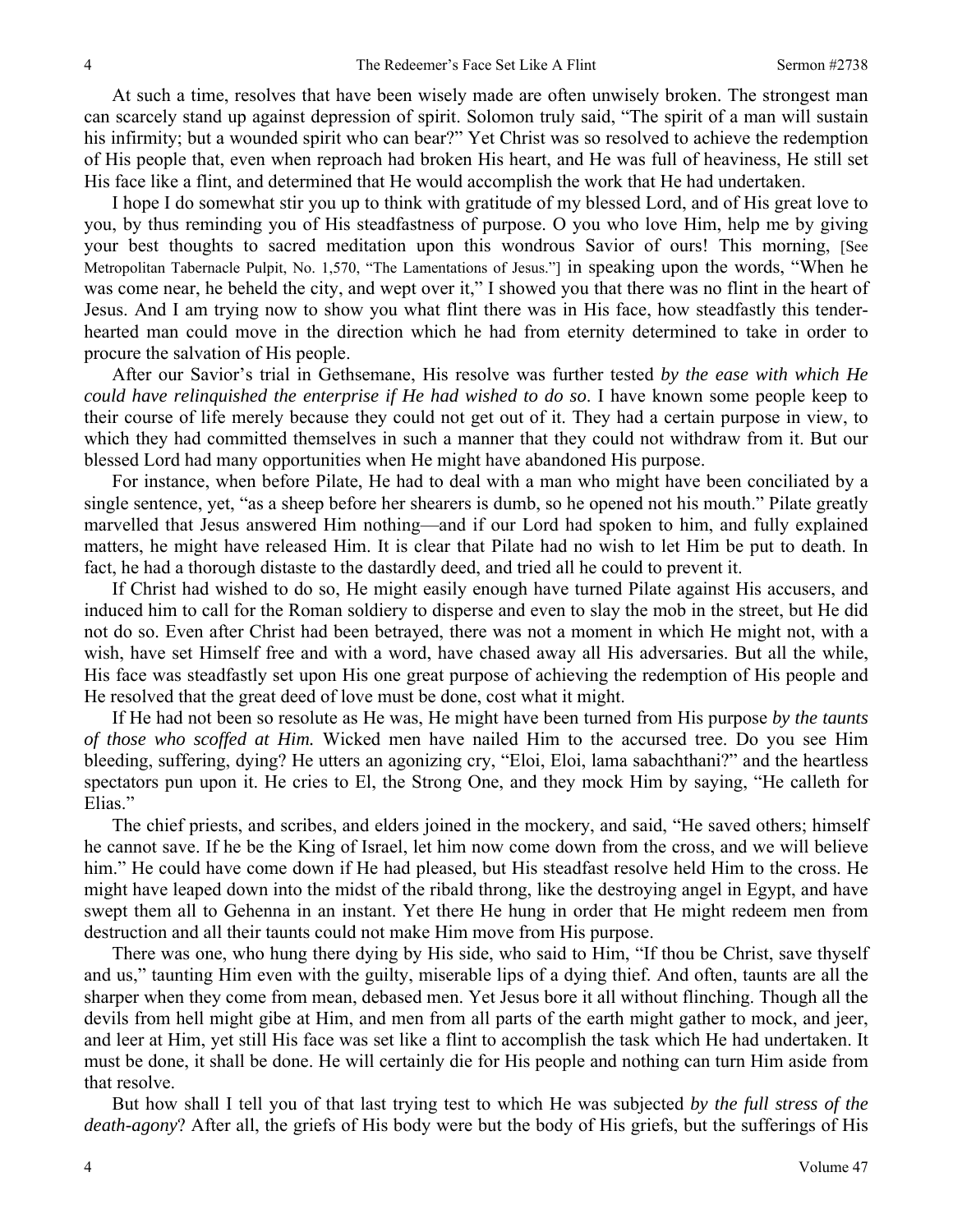At such a time, resolves that have been wisely made are often unwisely broken. The strongest man can scarcely stand up against depression of spirit. Solomon truly said, "The spirit of a man will sustain his infirmity; but a wounded spirit who can bear?" Yet Christ was so resolved to achieve the redemption of His people that, even when reproach had broken His heart, and He was full of heaviness, He still set His face like a flint, and determined that He would accomplish the work that He had undertaken.

I hope I do somewhat stir you up to think with gratitude of my blessed Lord, and of His great love to you, by thus reminding you of His steadfastness of purpose. O you who love Him, help me by giving your best thoughts to sacred meditation upon this wondrous Savior of ours! This morning, [See Metropolitan Tabernacle Pulpit, No. 1,570, "The Lamentations of Jesus."] in speaking upon the words, "When he was come near, he beheld the city, and wept over it," I showed you that there was no flint in the heart of Jesus. And I am trying now to show you what flint there was in His face, how steadfastly this tender-hearted man could move in the direction which he had from eternity determined to take in order to procure the salvation of His people.

After our Savior's trial in Gethsemane, His resolve was further tested *by the ease with which He could have relinquished the enterprise if He had wished to do so*. I have known some people keep to their course of life merely because they could not get out of it. They had a certain purpose in view, to which they had committed themselves in such a manner that they could not withdraw from it. But our blessed Lord had many opportunities when He might have abandoned His purpose.

For instance, when before Pilate, He had to deal with a man who might have been conciliated by a single sentence, yet, "as a sheep before her shearers is dumb, so he opened not his mouth." Pilate greatly marvelled that Jesus answered Him nothing—and if our Lord had spoken to him, and fully explained matters, he might have released Him. It is clear that Pilate had no wish to let Him be put to death. In fact, he had a thorough distaste to the dastardly deed, and tried all he could to prevent it.

If Christ had wished to do so, He might easily enough have turned Pilate against His accusers, and induced him to call for the Roman soldiery to disperse and even to slay the mob in the street, but He did not do so. Even after Christ had been betrayed, there was not a moment in which He might not, with a wish, have set Himself free and with a word, have chased away all His adversaries. But all the while, His face was steadfastly set upon His one great purpose of achieving the redemption of His people and He resolved that the great deed of love must be done, cost what it might.

If He had not been so resolute as He was, He might have been turned from His purpose *by the taunts of those who scoffed at Him.* Wicked men have nailed Him to the accursed tree. Do you see Him bleeding, suffering, dying? He utters an agonizing cry, "Eloi, Eloi, lama sabachthani?" and the heartless spectators pun upon it. He cries to El, the Strong One, and they mock Him by saying, "He calleth for Elias."

The chief priests, and scribes, and elders joined in the mockery, and said, "He saved others; himself he cannot save. If he be the King of Israel, let him now come down from the cross, and we will believe him." He could have come down if He had pleased, but His steadfast resolve held Him to the cross. He might have leaped down into the midst of the ribald throng, like the destroying angel in Egypt, and have swept them all to Gehenna in an instant. Yet there He hung in order that He might redeem men from destruction and all their taunts could not make Him move from His purpose.

There was one, who hung there dying by His side, who said to Him, "If thou be Christ, save thyself and us," taunting Him even with the guilty, miserable lips of a dying thief. And often, taunts are all the sharper when they come from mean, debased men. Yet Jesus bore it all without flinching. Though all the devils from hell might gibe at Him, and men from all parts of the earth might gather to mock, and jeer, and leer at Him, yet still His face was set like a flint to accomplish the task which He had undertaken. It must be done, it shall be done. He will certainly die for His people and nothing can turn Him aside from that resolve.

But how shall I tell you of that last trying test to which He was subjected *by the full stress of the death-agony*? After all, the griefs of His body were but the body of His griefs, but the sufferings of His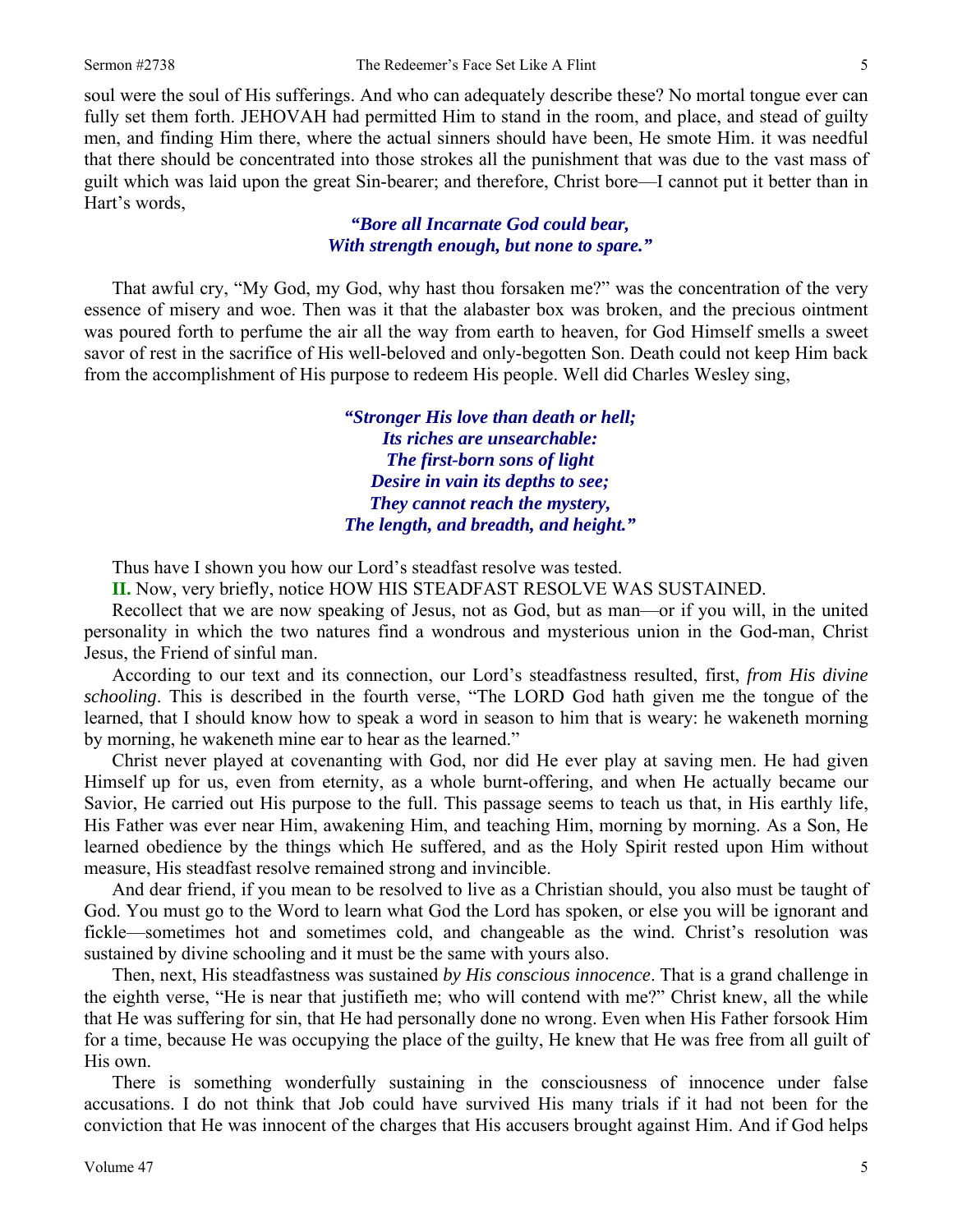soul were the soul of His sufferings. And who can adequately describe these? No mortal tongue ever can fully set them forth. JEHOVAH had permitted Him to stand in the room, and place, and stead of guilty men, and finding Him there, where the actual sinners should have been, He smote Him. it was needful that there should be concentrated into those strokes all the punishment that was due to the vast mass of guilt which was laid upon the great Sin-bearer; and therefore, Christ bore—I cannot put it better than in Hart's words,

> ***"Bore all Incarnate God could bear,***
> ***With strength enough, but none to spare."***

That awful cry, "My God, my God, why hast thou forsaken me?" was the concentration of the very essence of misery and woe. Then was it that the alabaster box was broken, and the precious ointment was poured forth to perfume the air all the way from earth to heaven, for God Himself smells a sweet savor of rest in the sacrifice of His well-beloved and only-begotten Son. Death could not keep Him back from the accomplishment of His purpose to redeem His people. Well did Charles Wesley sing,

> ***"Stronger His love than death or hell;***
> ***Its riches are unsearchable:***
> ***The first-born sons of light***
> ***Desire in vain its depths to see;***
> ***They cannot reach the mystery,***
> ***The length, and breadth, and height."***

Thus have I shown you how our Lord's steadfast resolve was tested.

**II.** Now, very briefly, notice HOW HIS STEADFAST RESOLVE WAS SUSTAINED.

Recollect that we are now speaking of Jesus, not as God, but as man—or if you will, in the united personality in which the two natures find a wondrous and mysterious union in the God-man, Christ Jesus, the Friend of sinful man.

According to our text and its connection, our Lord's steadfastness resulted, first, *from His divine schooling*. This is described in the fourth verse, "The LORD God hath given me the tongue of the learned, that I should know how to speak a word in season to him that is weary: he wakeneth morning by morning, he wakeneth mine ear to hear as the learned."

Christ never played at covenanting with God, nor did He ever play at saving men. He had given Himself up for us, even from eternity, as a whole burnt-offering, and when He actually became our Savior, He carried out His purpose to the full. This passage seems to teach us that, in His earthly life, His Father was ever near Him, awakening Him, and teaching Him, morning by morning. As a Son, He learned obedience by the things which He suffered, and as the Holy Spirit rested upon Him without measure, His steadfast resolve remained strong and invincible.

And dear friend, if you mean to be resolved to live as a Christian should, you also must be taught of God. You must go to the Word to learn what God the Lord has spoken, or else you will be ignorant and fickle—sometimes hot and sometimes cold, and changeable as the wind. Christ's resolution was sustained by divine schooling and it must be the same with yours also.

Then, next, His steadfastness was sustained *by His conscious innocence*. That is a grand challenge in the eighth verse, "He is near that justifieth me; who will contend with me?" Christ knew, all the while that He was suffering for sin, that He had personally done no wrong. Even when His Father forsook Him for a time, because He was occupying the place of the guilty, He knew that He was free from all guilt of His own.

There is something wonderfully sustaining in the consciousness of innocence under false accusations. I do not think that Job could have survived His many trials if it had not been for the conviction that He was innocent of the charges that His accusers brought against Him. And if God helps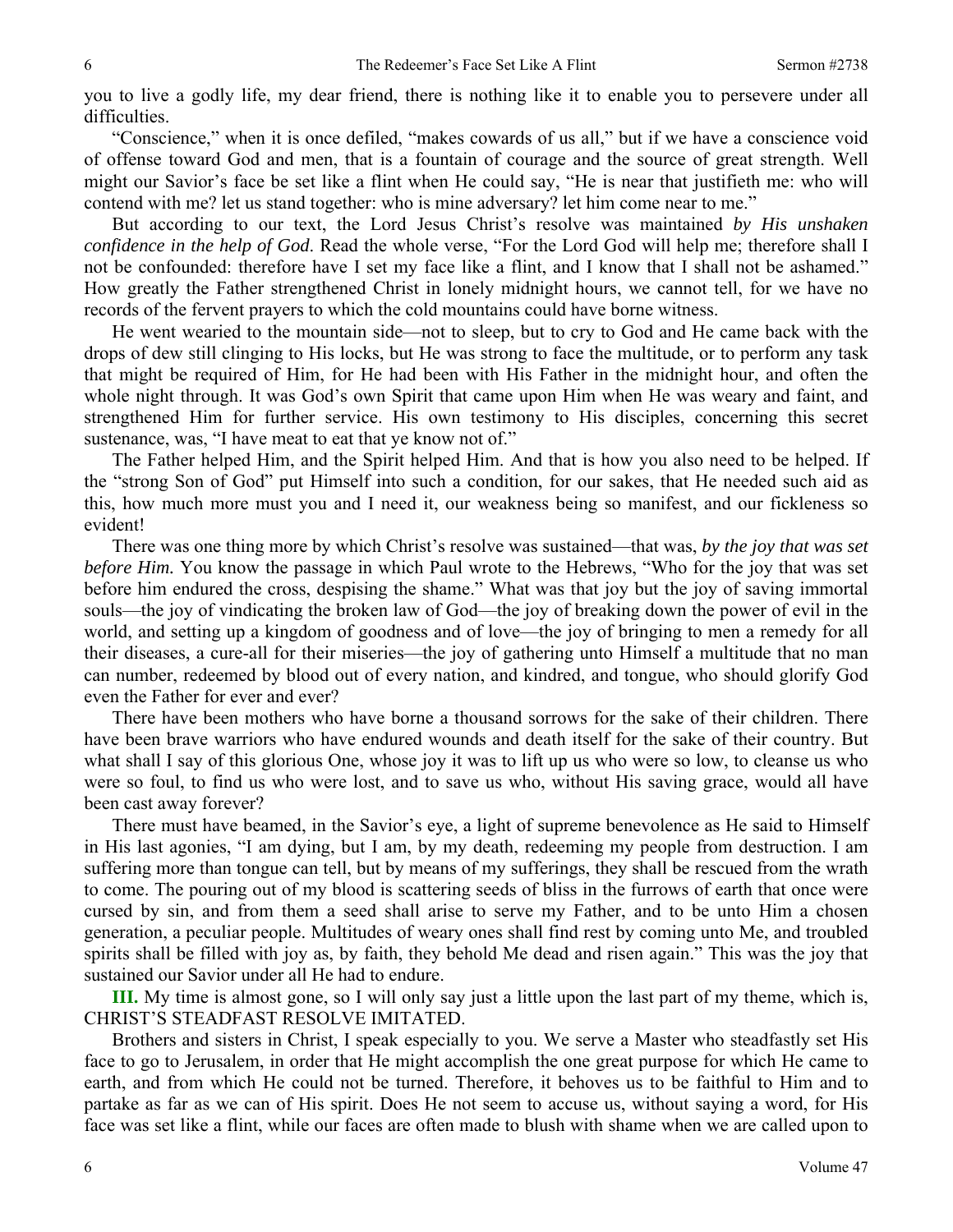you to live a godly life, my dear friend, there is nothing like it to enable you to persevere under all difficulties.

"Conscience," when it is once defiled, "makes cowards of us all," but if we have a conscience void of offense toward God and men, that is a fountain of courage and the source of great strength. Well might our Savior's face be set like a flint when He could say, "He is near that justifieth me: who will contend with me? let us stand together: who is mine adversary? let him come near to me."

But according to our text, the Lord Jesus Christ's resolve was maintained *by His unshaken confidence in the help of God*. Read the whole verse, "For the Lord God will help me; therefore shall I not be confounded: therefore have I set my face like a flint, and I know that I shall not be ashamed." How greatly the Father strengthened Christ in lonely midnight hours, we cannot tell, for we have no records of the fervent prayers to which the cold mountains could have borne witness.

He went wearied to the mountain side—not to sleep, but to cry to God and He came back with the drops of dew still clinging to His locks, but He was strong to face the multitude, or to perform any task that might be required of Him, for He had been with His Father in the midnight hour, and often the whole night through. It was God's own Spirit that came upon Him when He was weary and faint, and strengthened Him for further service. His own testimony to His disciples, concerning this secret sustenance, was, "I have meat to eat that ye know not of."

The Father helped Him, and the Spirit helped Him. And that is how you also need to be helped. If the "strong Son of God" put Himself into such a condition, for our sakes, that He needed such aid as this, how much more must you and I need it, our weakness being so manifest, and our fickleness so evident!

There was one thing more by which Christ's resolve was sustained—that was, *by the joy that was set before Him.* You know the passage in which Paul wrote to the Hebrews, "Who for the joy that was set before him endured the cross, despising the shame." What was that joy but the joy of saving immortal souls—the joy of vindicating the broken law of God—the joy of breaking down the power of evil in the world, and setting up a kingdom of goodness and of love—the joy of bringing to men a remedy for all their diseases, a cure-all for their miseries—the joy of gathering unto Himself a multitude that no man can number, redeemed by blood out of every nation, and kindred, and tongue, who should glorify God even the Father for ever and ever?

There have been mothers who have borne a thousand sorrows for the sake of their children. There have been brave warriors who have endured wounds and death itself for the sake of their country. But what shall I say of this glorious One, whose joy it was to lift up us who were so low, to cleanse us who were so foul, to find us who were lost, and to save us who, without His saving grace, would all have been cast away forever?

There must have beamed, in the Savior's eye, a light of supreme benevolence as He said to Himself in His last agonies, "I am dying, but I am, by my death, redeeming my people from destruction. I am suffering more than tongue can tell, but by means of my sufferings, they shall be rescued from the wrath to come. The pouring out of my blood is scattering seeds of bliss in the furrows of earth that once were cursed by sin, and from them a seed shall arise to serve my Father, and to be unto Him a chosen generation, a peculiar people. Multitudes of weary ones shall find rest by coming unto Me, and troubled spirits shall be filled with joy as, by faith, they behold Me dead and risen again." This was the joy that sustained our Savior under all He had to endure.

**III.** My time is almost gone, so I will only say just a little upon the last part of my theme, which is, CHRIST'S STEADFAST RESOLVE IMITATED.

Brothers and sisters in Christ, I speak especially to you. We serve a Master who steadfastly set His face to go to Jerusalem, in order that He might accomplish the one great purpose for which He came to earth, and from which He could not be turned. Therefore, it behoves us to be faithful to Him and to partake as far as we can of His spirit. Does He not seem to accuse us, without saying a word, for His face was set like a flint, while our faces are often made to blush with shame when we are called upon to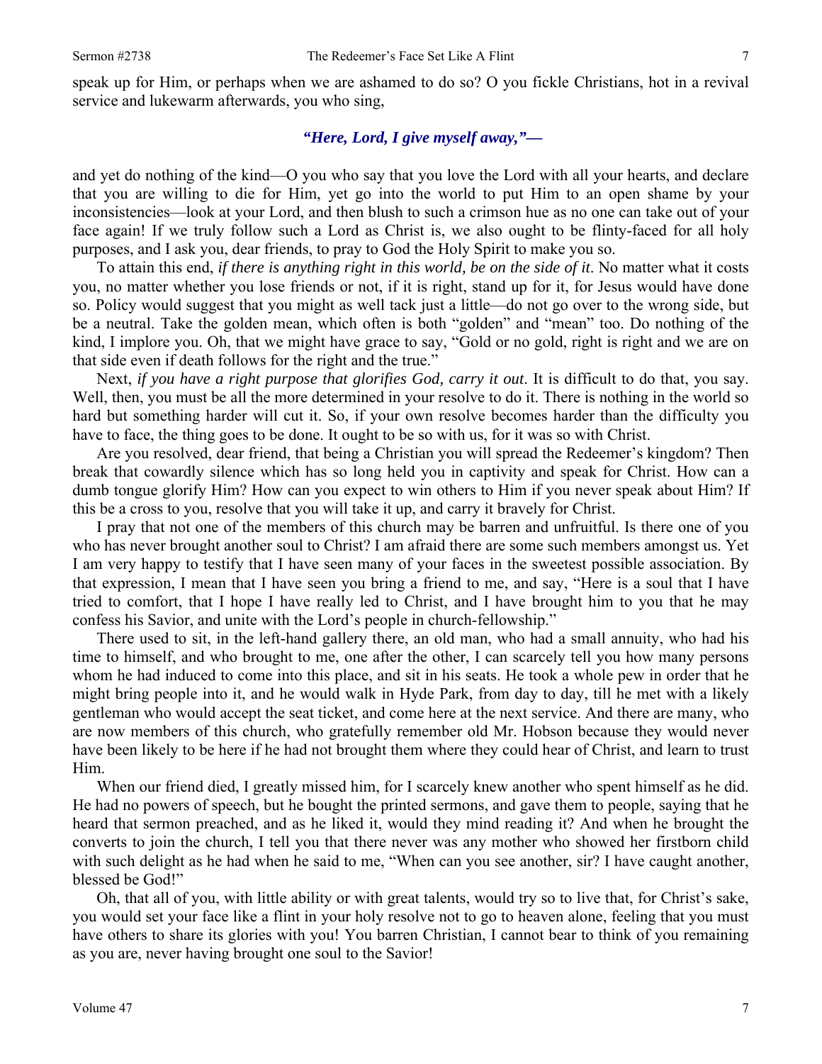speak up for Him, or perhaps when we are ashamed to do so? O you fickle Christians, hot in a revival service and lukewarm afterwards, you who sing,

*"Here, Lord, I give myself away,"—*

and yet do nothing of the kind—O you who say that you love the Lord with all your hearts, and declare that you are willing to die for Him, yet go into the world to put Him to an open shame by your inconsistencies—look at your Lord, and then blush to such a crimson hue as no one can take out of your face again! If we truly follow such a Lord as Christ is, we also ought to be flinty-faced for all holy purposes, and I ask you, dear friends, to pray to God the Holy Spirit to make you so.

To attain this end, *if there is anything right in this world, be on the side of it*. No matter what it costs you, no matter whether you lose friends or not, if it is right, stand up for it, for Jesus would have done so. Policy would suggest that you might as well tack just a little—do not go over to the wrong side, but be a neutral. Take the golden mean, which often is both "golden" and "mean" too. Do nothing of the kind, I implore you. Oh, that we might have grace to say, "Gold or no gold, right is right and we are on that side even if death follows for the right and the true."

Next, *if you have a right purpose that glorifies God, carry it out*. It is difficult to do that, you say. Well, then, you must be all the more determined in your resolve to do it. There is nothing in the world so hard but something harder will cut it. So, if your own resolve becomes harder than the difficulty you have to face, the thing goes to be done. It ought to be so with us, for it was so with Christ.

Are you resolved, dear friend, that being a Christian you will spread the Redeemer's kingdom? Then break that cowardly silence which has so long held you in captivity and speak for Christ. How can a dumb tongue glorify Him? How can you expect to win others to Him if you never speak about Him? If this be a cross to you, resolve that you will take it up, and carry it bravely for Christ.

I pray that not one of the members of this church may be barren and unfruitful. Is there one of you who has never brought another soul to Christ? I am afraid there are some such members amongst us. Yet I am very happy to testify that I have seen many of your faces in the sweetest possible association. By that expression, I mean that I have seen you bring a friend to me, and say, "Here is a soul that I have tried to comfort, that I hope I have really led to Christ, and I have brought him to you that he may confess his Savior, and unite with the Lord's people in church-fellowship."

There used to sit, in the left-hand gallery there, an old man, who had a small annuity, who had his time to himself, and who brought to me, one after the other, I can scarcely tell you how many persons whom he had induced to come into this place, and sit in his seats. He took a whole pew in order that he might bring people into it, and he would walk in Hyde Park, from day to day, till he met with a likely gentleman who would accept the seat ticket, and come here at the next service. And there are many, who are now members of this church, who gratefully remember old Mr. Hobson because they would never have been likely to be here if he had not brought them where they could hear of Christ, and learn to trust Him.

When our friend died, I greatly missed him, for I scarcely knew another who spent himself as he did. He had no powers of speech, but he bought the printed sermons, and gave them to people, saying that he heard that sermon preached, and as he liked it, would they mind reading it? And when he brought the converts to join the church, I tell you that there never was any mother who showed her firstborn child with such delight as he had when he said to me, "When can you see another, sir? I have caught another, blessed be God!"

Oh, that all of you, with little ability or with great talents, would try so to live that, for Christ's sake, you would set your face like a flint in your holy resolve not to go to heaven alone, feeling that you must have others to share its glories with you! You barren Christian, I cannot bear to think of you remaining as you are, never having brought one soul to the Savior!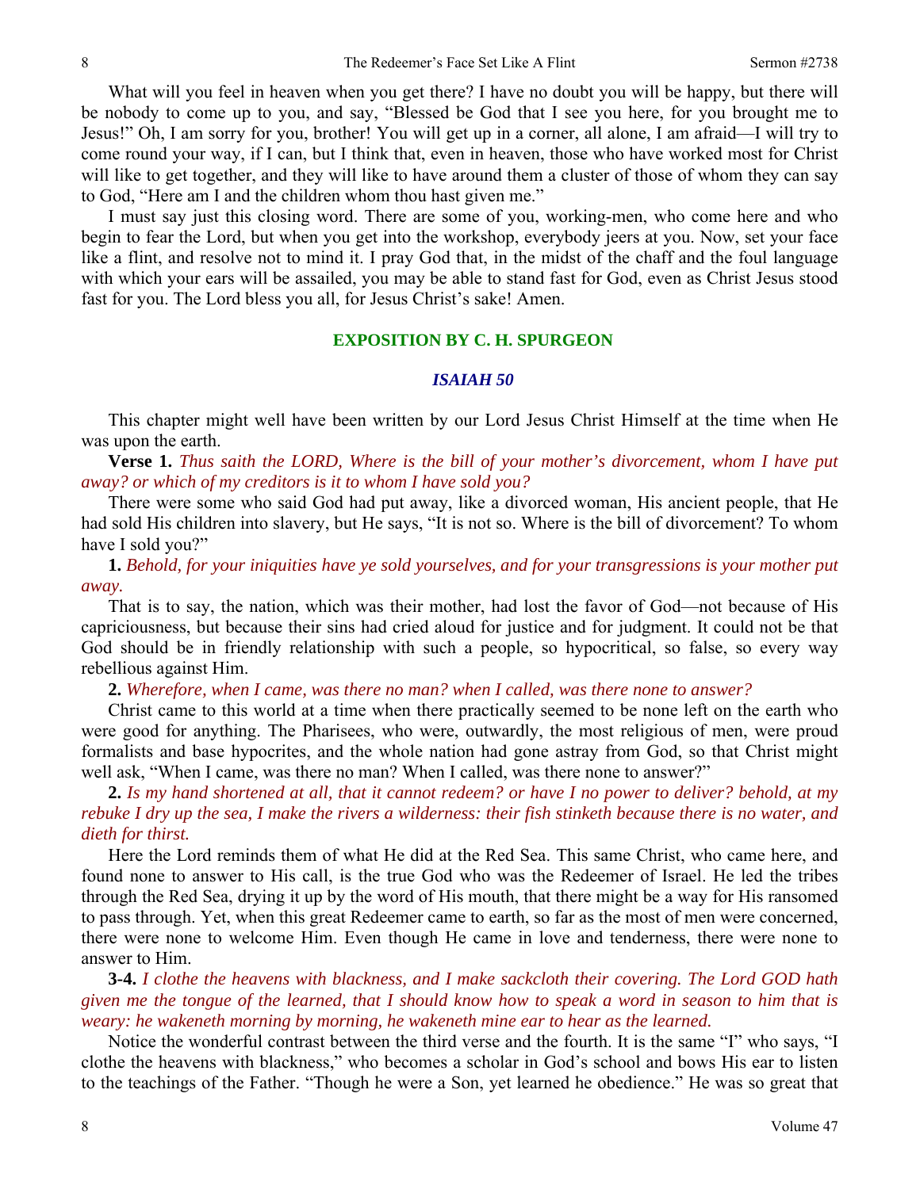What will you feel in heaven when you get there? I have no doubt you will be happy, but there will be nobody to come up to you, and say, "Blessed be God that I see you here, for you brought me to Jesus!" Oh, I am sorry for you, brother! You will get up in a corner, all alone, I am afraid—I will try to come round your way, if I can, but I think that, even in heaven, those who have worked most for Christ will like to get together, and they will like to have around them a cluster of those of whom they can say to God, "Here am I and the children whom thou hast given me."

I must say just this closing word. There are some of you, working-men, who come here and who begin to fear the Lord, but when you get into the workshop, everybody jeers at you. Now, set your face like a flint, and resolve not to mind it. I pray God that, in the midst of the chaff and the foul language with which your ears will be assailed, you may be able to stand fast for God, even as Christ Jesus stood fast for you. The Lord bless you all, for Jesus Christ's sake! Amen.

## EXPOSITION BY C. H. SPURGEON

### *ISAIAH 50*

This chapter might well have been written by our Lord Jesus Christ Himself at the time when He was upon the earth.

**Verse 1.** *Thus saith the LORD, Where is the bill of your mother's divorcement, whom I have put away? or which of my creditors is it to whom I have sold you?*

There were some who said God had put away, like a divorced woman, His ancient people, that He had sold His children into slavery, but He says, "It is not so. Where is the bill of divorcement? To whom have I sold you?"

**1.** *Behold, for your iniquities have ye sold yourselves, and for your transgressions is your mother put away.*

That is to say, the nation, which was their mother, had lost the favor of God—not because of His capriciousness, but because their sins had cried aloud for justice and for judgment. It could not be that God should be in friendly relationship with such a people, so hypocritical, so false, so every way rebellious against Him.

**2.** *Wherefore, when I came, was there no man? when I called, was there none to answer?*

Christ came to this world at a time when there practically seemed to be none left on the earth who were good for anything. The Pharisees, who were, outwardly, the most religious of men, were proud formalists and base hypocrites, and the whole nation had gone astray from God, so that Christ might well ask, "When I came, was there no man? When I called, was there none to answer?"

**2.** *Is my hand shortened at all, that it cannot redeem? or have I no power to deliver? behold, at my rebuke I dry up the sea, I make the rivers a wilderness: their fish stinketh because there is no water, and dieth for thirst.*

Here the Lord reminds them of what He did at the Red Sea. This same Christ, who came here, and found none to answer to His call, is the true God who was the Redeemer of Israel. He led the tribes through the Red Sea, drying it up by the word of His mouth, that there might be a way for His ransomed to pass through. Yet, when this great Redeemer came to earth, so far as the most of men were concerned, there were none to welcome Him. Even though He came in love and tenderness, there were none to answer to Him.

**3-4.** *I clothe the heavens with blackness, and I make sackcloth their covering. The Lord GOD hath given me the tongue of the learned, that I should know how to speak a word in season to him that is weary: he wakeneth morning by morning, he wakeneth mine ear to hear as the learned.*

Notice the wonderful contrast between the third verse and the fourth. It is the same "I" who says, "I clothe the heavens with blackness," who becomes a scholar in God's school and bows His ear to listen to the teachings of the Father. "Though he were a Son, yet learned he obedience." He was so great that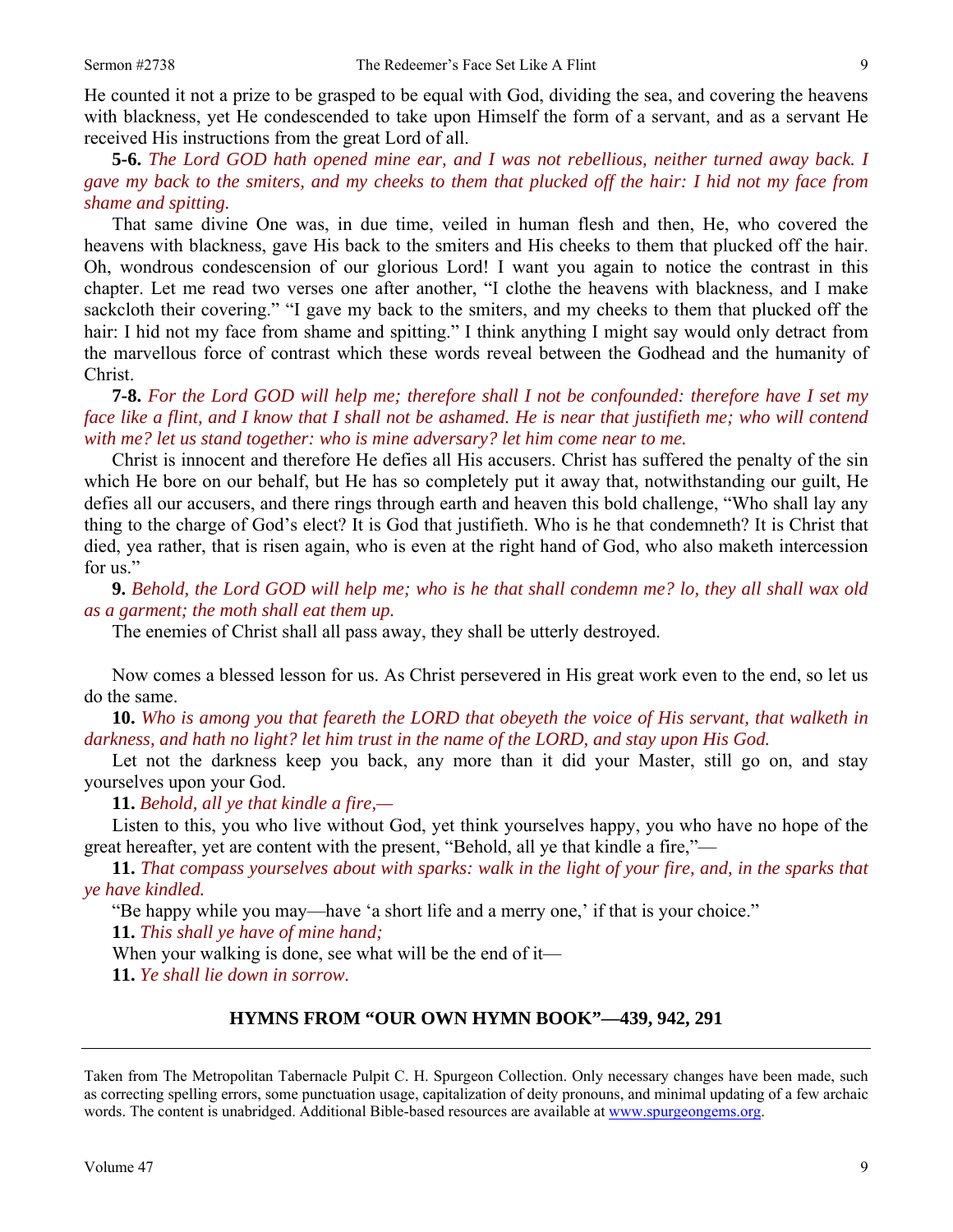He counted it not a prize to be grasped to be equal with God, dividing the sea, and covering the heavens with blackness, yet He condescended to take upon Himself the form of a servant, and as a servant He received His instructions from the great Lord of all.

**5-6.** *The Lord GOD hath opened mine ear, and I was not rebellious, neither turned away back. I gave my back to the smiters, and my cheeks to them that plucked off the hair: I hid not my face from shame and spitting.*

That same divine One was, in due time, veiled in human flesh and then, He, who covered the heavens with blackness, gave His back to the smiters and His cheeks to them that plucked off the hair. Oh, wondrous condescension of our glorious Lord! I want you again to notice the contrast in this chapter. Let me read two verses one after another, "I clothe the heavens with blackness, and I make sackcloth their covering." "I gave my back to the smiters, and my cheeks to them that plucked off the hair: I hid not my face from shame and spitting." I think anything I might say would only detract from the marvellous force of contrast which these words reveal between the Godhead and the humanity of Christ.

**7-8.** *For the Lord GOD will help me; therefore shall I not be confounded: therefore have I set my face like a flint, and I know that I shall not be ashamed. He is near that justifieth me; who will contend with me? let us stand together: who is mine adversary? let him come near to me.*

Christ is innocent and therefore He defies all His accusers. Christ has suffered the penalty of the sin which He bore on our behalf, but He has so completely put it away that, notwithstanding our guilt, He defies all our accusers, and there rings through earth and heaven this bold challenge, "Who shall lay any thing to the charge of God's elect? It is God that justifieth. Who is he that condemneth? It is Christ that died, yea rather, that is risen again, who is even at the right hand of God, who also maketh intercession for us."

**9.** *Behold, the Lord GOD will help me; who is he that shall condemn me? lo, they all shall wax old as a garment; the moth shall eat them up.*

The enemies of Christ shall all pass away, they shall be utterly destroyed.

Now comes a blessed lesson for us. As Christ persevered in His great work even to the end, so let us do the same.

**10.** *Who is among you that feareth the LORD that obeyeth the voice of His servant, that walketh in darkness, and hath no light? let him trust in the name of the LORD, and stay upon His God.*

Let not the darkness keep you back, any more than it did your Master, still go on, and stay yourselves upon your God.

**11.** *Behold, all ye that kindle a fire,—*

Listen to this, you who live without God, yet think yourselves happy, you who have no hope of the great hereafter, yet are content with the present, "Behold, all ye that kindle a fire,"—

**11.** *That compass yourselves about with sparks: walk in the light of your fire, and, in the sparks that ye have kindled.*

"Be happy while you may—have 'a short life and a merry one,' if that is your choice."

**11.** *This shall ye have of mine hand;*

When your walking is done, see what will be the end of it—

**11.** *Ye shall lie down in sorrow.*

## HYMNS FROM "OUR OWN HYMN BOOK"—439, 942, 291

---

Taken from The Metropolitan Tabernacle Pulpit C. H. Spurgeon Collection. Only necessary changes have been made, such as correcting spelling errors, some punctuation usage, capitalization of deity pronouns, and minimal updating of a few archaic words. The content is unabridged. Additional Bible-based resources are available at www.spurgeongems.org.